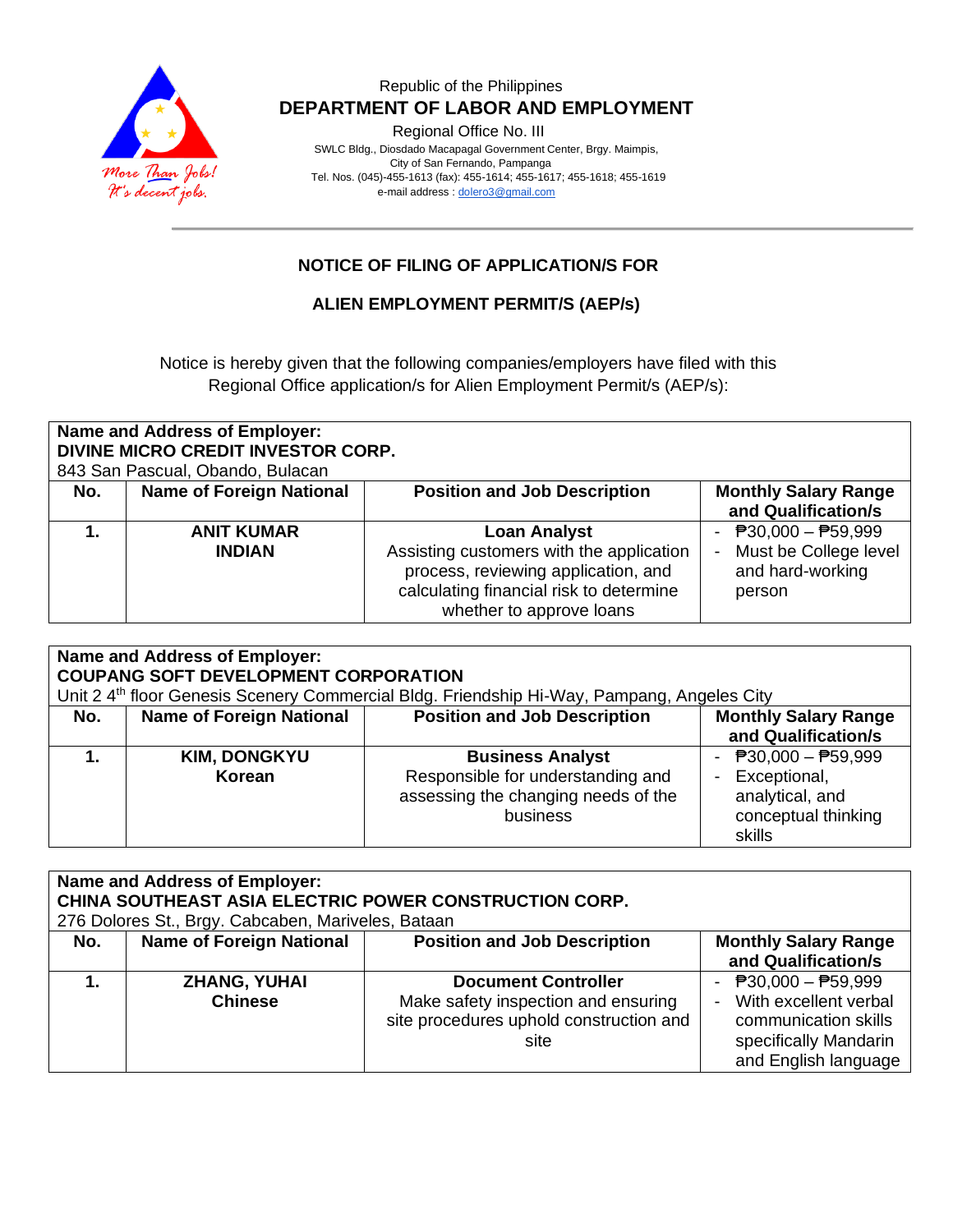Republic of the Philippines

**DEPARTMENT OF LABOR AND EMPLOYMENT**

Regional Office No. III

SWLC Bldg., Diosdado Macapagal Government Center, Brgy. Maimpis,
City of San Fernando, Pampanga
Tel. Nos. (045)-455-1613 (fax): 455-1614; 455-1617; 455-1618; 455-1619
e-mail address : dolero3@gmail.com

More Than Jobs! It's decent jobs.

## NOTICE OF FILING OF APPLICATION/S FOR

## ALIEN EMPLOYMENT PERMIT/S (AEP/s)

Notice is hereby given that the following companies/employers have filed with this Regional Office application/s for Alien Employment Permit/s (AEP/s):

**Name and Address of Employer:**
**DIVINE MICRO CREDIT INVESTOR CORP.**
843 San Pascual, Obando, Bulacan

| No. | Name of Foreign National | Position and Job Description | Monthly Salary Range and Qualification/s |
|---|---|---|---|
| **1.** | **ANIT KUMAR**<br>**INDIAN** | **Loan Analyst**<br>Assisting customers with the application process, reviewing application, and calculating financial risk to determine whether to approve loans | - ₱30,000 – ₱59,999<br>- Must be College level and hard-working person |

**Name and Address of Employer:**
**COUPANG SOFT DEVELOPMENT CORPORATION**
Unit 2 4th floor Genesis Scenery Commercial Bldg. Friendship Hi-Way, Pampang, Angeles City

| No. | Name of Foreign National | Position and Job Description | Monthly Salary Range and Qualification/s |
|---|---|---|---|
| **1.** | **KIM, DONGKYU**<br>**Korean** | **Business Analyst**<br>Responsible for understanding and assessing the changing needs of the business | - ₱30,000 – ₱59,999<br>- Exceptional, analytical, and conceptual thinking skills |

**Name and Address of Employer:**
**CHINA SOUTHEAST ASIA ELECTRIC POWER CONSTRUCTION CORP.**
276 Dolores St., Brgy. Cabcaben, Mariveles, Bataan

| No. | Name of Foreign National | Position and Job Description | Monthly Salary Range and Qualification/s |
|---|---|---|---|
| **1.** | **ZHANG, YUHAI**<br>**Chinese** | **Document Controller**<br>Make safety inspection and ensuring site procedures uphold construction and site | - ₱30,000 – ₱59,999<br>- With excellent verbal communication skills specifically Mandarin and English language |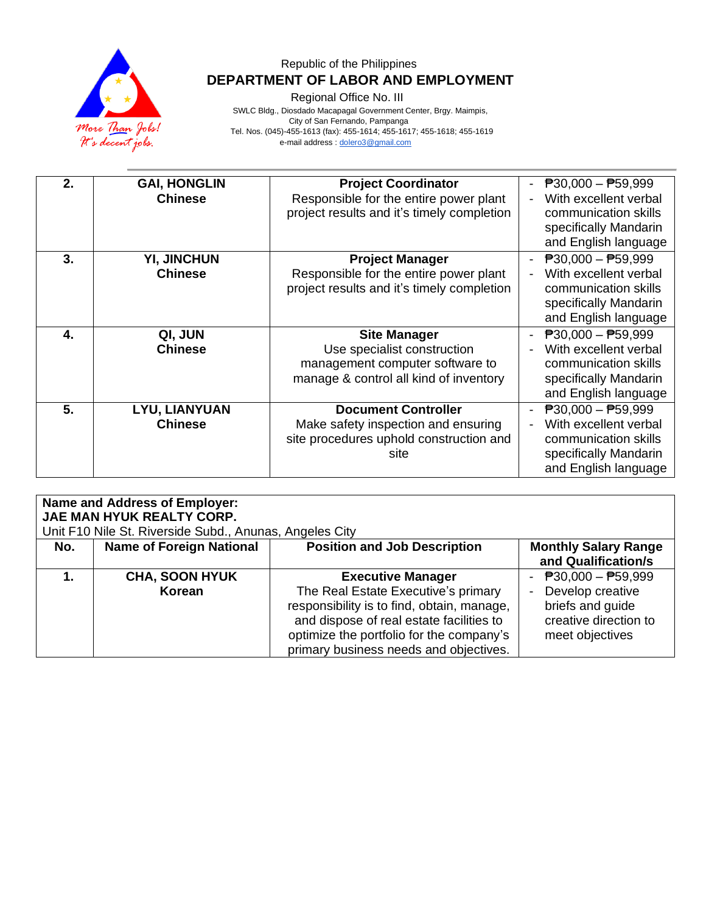Republic of the Philippines
**DEPARTMENT OF LABOR AND EMPLOYMENT**
Regional Office No. III
SWLC Bldg., Diosdado Macapagal Government Center, Brgy. Maimpis,
City of San Fernando, Pampanga
Tel. Nos. (045)-455-1613 (fax): 455-1614; 455-1617; 455-1618; 455-1619
e-mail address : dolero3@gmail.com

| No. | Name of Foreign National | Position and Job Description | Monthly Salary Range and Qualification/s |
|---|---|---|---|
| **2.** | **GAI, HONGLIN**<br>**Chinese** | **Project Coordinator**<br>Responsible for the entire power plant project results and it's timely completion | - ₱30,000 – ₱59,999<br>- With excellent verbal communication skills specifically Mandarin and English language |
| **3.** | **YI, JINCHUN**<br>**Chinese** | **Project Manager**<br>Responsible for the entire power plant project results and it's timely completion | - ₱30,000 – ₱59,999<br>- With excellent verbal communication skills specifically Mandarin and English language |
| **4.** | **QI, JUN**<br>**Chinese** | **Site Manager**<br>Use specialist construction management computer software to manage & control all kind of inventory | - ₱30,000 – ₱59,999<br>- With excellent verbal communication skills specifically Mandarin and English language |
| **5.** | **LYU, LIANYUAN**<br>**Chinese** | **Document Controller**<br>Make safety inspection and ensuring site procedures uphold construction and site | - ₱30,000 – ₱59,999<br>- With excellent verbal communication skills specifically Mandarin and English language |

**Name and Address of Employer:**
**JAE MAN HYUK REALTY CORP.**
Unit F10 Nile St. Riverside Subd., Anunas, Angeles City

| No. | Name of Foreign National | Position and Job Description | Monthly Salary Range and Qualification/s |
|---|---|---|---|
| **1.** | **CHA, SOON HYUK**<br>**Korean** | **Executive Manager**<br>The Real Estate Executive's primary responsibility is to find, obtain, manage, and dispose of real estate facilities to optimize the portfolio for the company's primary business needs and objectives. | - ₱30,000 – ₱59,999<br>- Develop creative briefs and guide creative direction to meet objectives |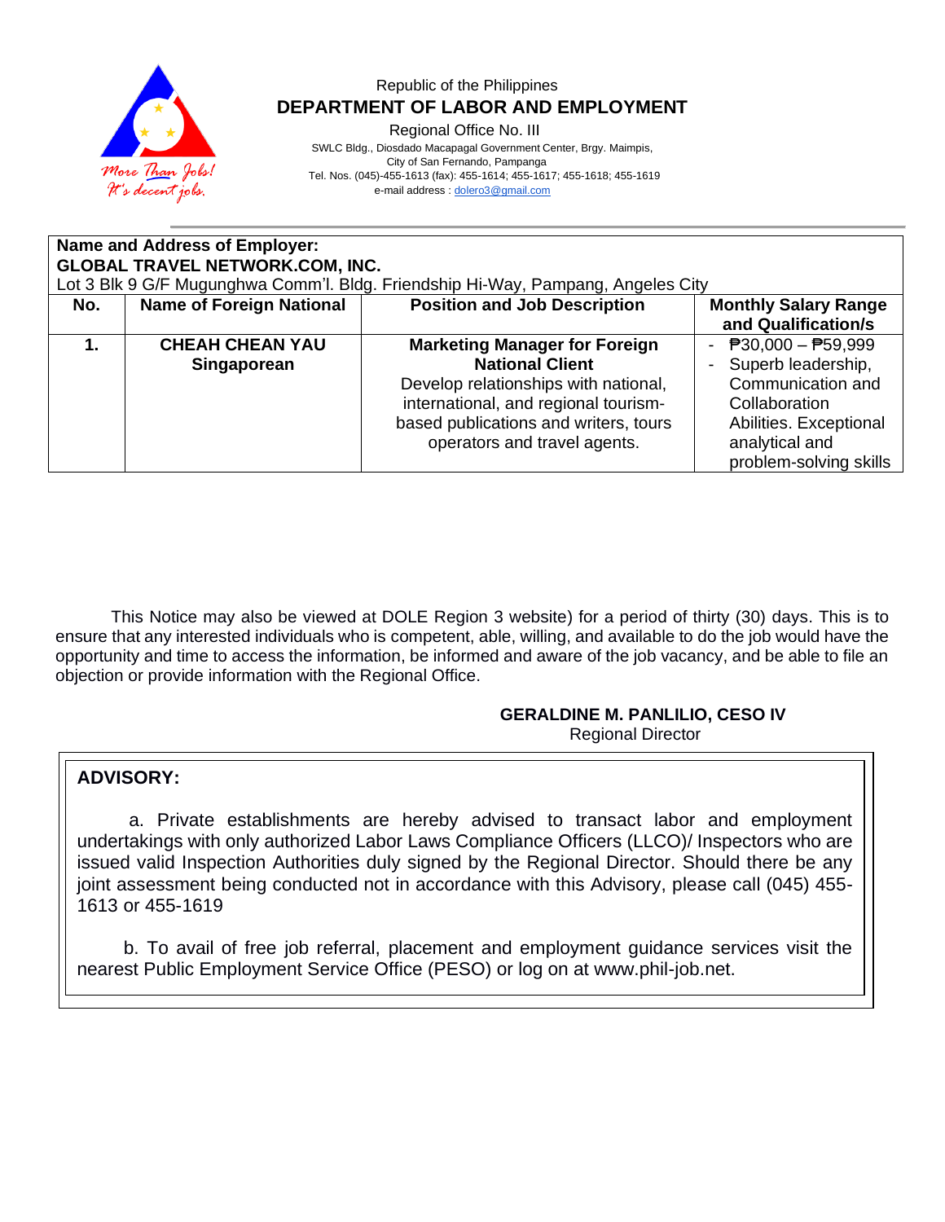Republic of the Philippines

**DEPARTMENT OF LABOR AND EMPLOYMENT**

Regional Office No. III

SWLC Bldg., Diosdado Macapagal Government Center, Brgy. Maimpis,
City of San Fernando, Pampanga
Tel. Nos. (045)-455-1613 (fax): 455-1614; 455-1617; 455-1618; 455-1619
e-mail address : dolero3@gmail.com

**Name and Address of Employer:**
**GLOBAL TRAVEL NETWORK.COM, INC.**
Lot 3 Blk 9 G/F Mugunghwa Comm'l. Bldg. Friendship Hi-Way, Pampang, Angeles City

| No. | Name of Foreign National | Position and Job Description | Monthly Salary Range and Qualification/s |
|---|---|---|---|
| **1.** | **CHEAH CHEAN YAU Singaporean** | **Marketing Manager for Foreign National Client** Develop relationships with national, international, and regional tourism-based publications and writers, tours operators and travel agents. | - ₱30,000 – ₱59,999<br>- Superb leadership, Communication and Collaboration Abilities. Exceptional analytical and problem-solving skills |

This Notice may also be viewed at DOLE Region 3 website) for a period of thirty (30) days. This is to ensure that any interested individuals who is competent, able, willing, and available to do the job would have the opportunity and time to access the information, be informed and aware of the job vacancy, and be able to file an objection or provide information with the Regional Office.

**GERALDINE M. PANLILIO, CESO IV**
Regional Director

**ADVISORY:**

a. Private establishments are hereby advised to transact labor and employment undertakings with only authorized Labor Laws Compliance Officers (LLCO)/ Inspectors who are issued valid Inspection Authorities duly signed by the Regional Director. Should there be any joint assessment being conducted not in accordance with this Advisory, please call (045) 455-1613 or 455-1619

b. To avail of free job referral, placement and employment guidance services visit the nearest Public Employment Service Office (PESO) or log on at www.phil-job.net.